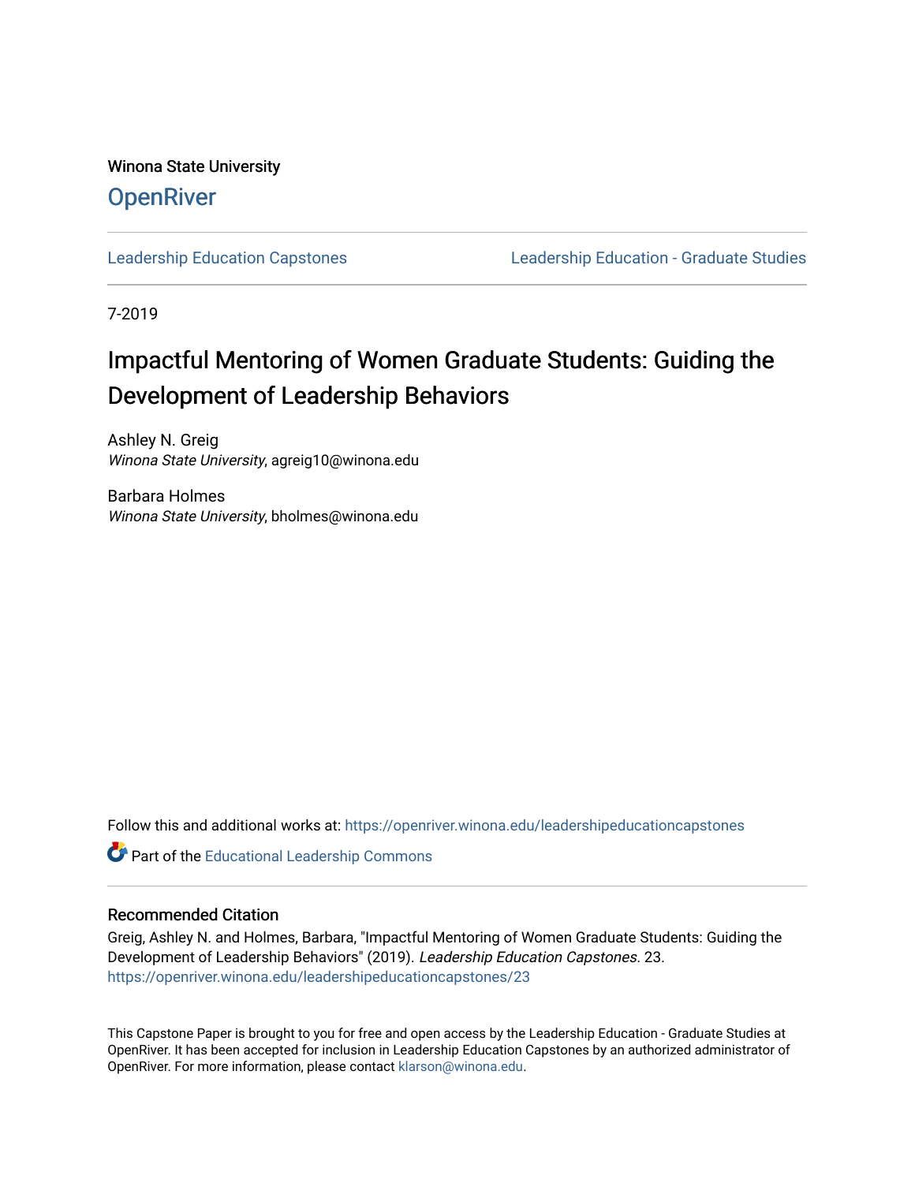Winona State University

# OpenRiver

Leadership Education Capstones

Leadership Education - Graduate Studies

7-2019

# Impactful Mentoring of Women Graduate Students: Guiding the Development of Leadership Behaviors

Ashley N. Greig
*Winona State University*, agreig10@winona.edu

Barbara Holmes
*Winona State University*, bholmes@winona.edu

Follow this and additional works at: https://openriver.winona.edu/leadershipeducationcapstones

Part of the Educational Leadership Commons

## Recommended Citation

Greig, Ashley N. and Holmes, Barbara, "Impactful Mentoring of Women Graduate Students: Guiding the Development of Leadership Behaviors" (2019). *Leadership Education Capstones*. 23.
https://openriver.winona.edu/leadershipeducationcapstones/23

This Capstone Paper is brought to you for free and open access by the Leadership Education - Graduate Studies at OpenRiver. It has been accepted for inclusion in Leadership Education Capstones by an authorized administrator of OpenRiver. For more information, please contact klarson@winona.edu.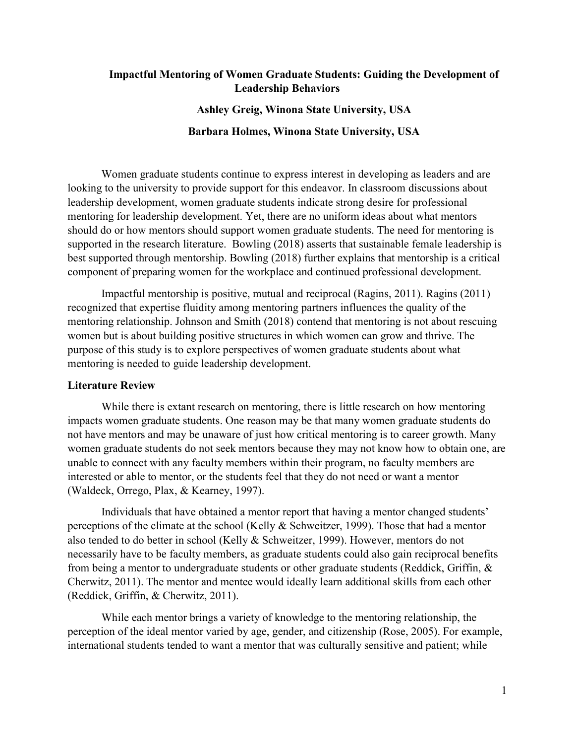# Impactful Mentoring of Women Graduate Students: Guiding the Development of Leadership Behaviors

**Ashley Greig, Winona State University, USA**

**Barbara Holmes, Winona State University, USA**

Women graduate students continue to express interest in developing as leaders and are looking to the university to provide support for this endeavor. In classroom discussions about leadership development, women graduate students indicate strong desire for professional mentoring for leadership development. Yet, there are no uniform ideas about what mentors should do or how mentors should support women graduate students. The need for mentoring is supported in the research literature. Bowling (2018) asserts that sustainable female leadership is best supported through mentorship. Bowling (2018) further explains that mentorship is a critical component of preparing women for the workplace and continued professional development.

Impactful mentorship is positive, mutual and reciprocal (Ragins, 2011). Ragins (2011) recognized that expertise fluidity among mentoring partners influences the quality of the mentoring relationship. Johnson and Smith (2018) contend that mentoring is not about rescuing women but is about building positive structures in which women can grow and thrive. The purpose of this study is to explore perspectives of women graduate students about what mentoring is needed to guide leadership development.

## Literature Review

While there is extant research on mentoring, there is little research on how mentoring impacts women graduate students. One reason may be that many women graduate students do not have mentors and may be unaware of just how critical mentoring is to career growth. Many women graduate students do not seek mentors because they may not know how to obtain one, are unable to connect with any faculty members within their program, no faculty members are interested or able to mentor, or the students feel that they do not need or want a mentor (Waldeck, Orrego, Plax, & Kearney, 1997).

Individuals that have obtained a mentor report that having a mentor changed students' perceptions of the climate at the school (Kelly & Schweitzer, 1999). Those that had a mentor also tended to do better in school (Kelly & Schweitzer, 1999). However, mentors do not necessarily have to be faculty members, as graduate students could also gain reciprocal benefits from being a mentor to undergraduate students or other graduate students (Reddick, Griffin, & Cherwitz, 2011). The mentor and mentee would ideally learn additional skills from each other (Reddick, Griffin, & Cherwitz, 2011).

While each mentor brings a variety of knowledge to the mentoring relationship, the perception of the ideal mentor varied by age, gender, and citizenship (Rose, 2005). For example, international students tended to want a mentor that was culturally sensitive and patient; while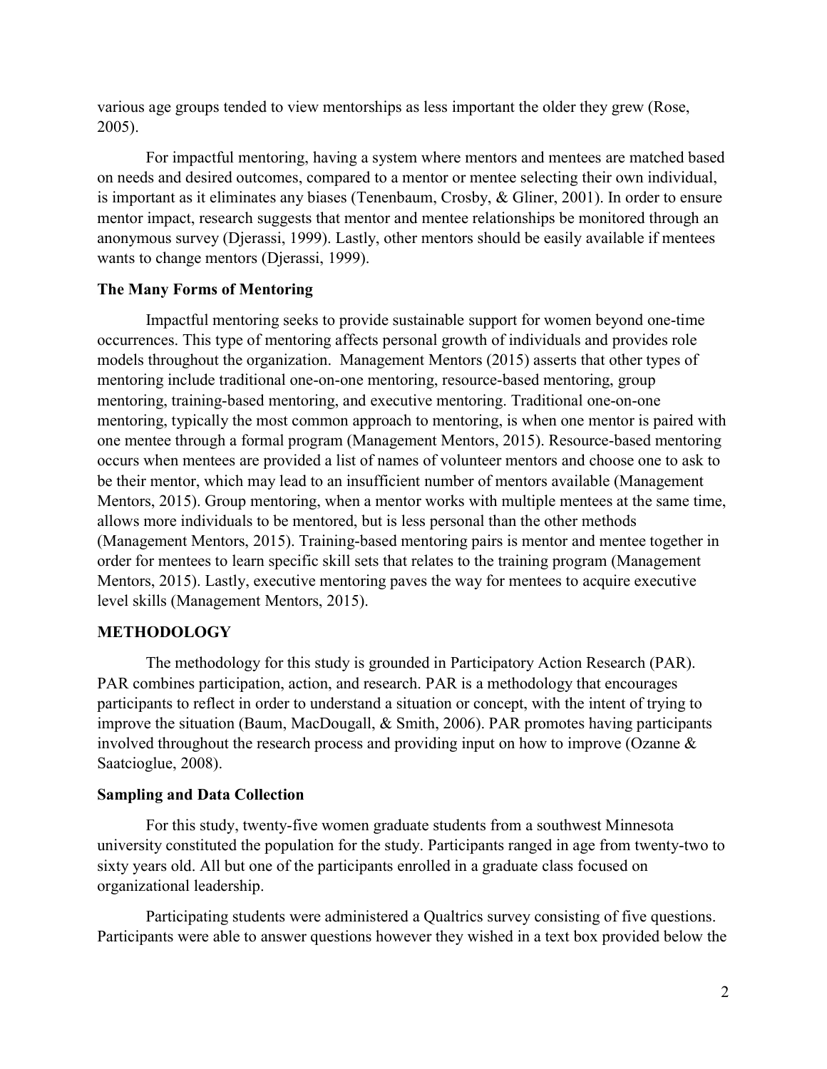various age groups tended to view mentorships as less important the older they grew (Rose, 2005).

For impactful mentoring, having a system where mentors and mentees are matched based on needs and desired outcomes, compared to a mentor or mentee selecting their own individual, is important as it eliminates any biases (Tenenbaum, Crosby, & Gliner, 2001). In order to ensure mentor impact, research suggests that mentor and mentee relationships be monitored through an anonymous survey (Djerassi, 1999). Lastly, other mentors should be easily available if mentees wants to change mentors (Djerassi, 1999).

### The Many Forms of Mentoring

Impactful mentoring seeks to provide sustainable support for women beyond one-time occurrences. This type of mentoring affects personal growth of individuals and provides role models throughout the organization. Management Mentors (2015) asserts that other types of mentoring include traditional one-on-one mentoring, resource-based mentoring, group mentoring, training-based mentoring, and executive mentoring. Traditional one-on-one mentoring, typically the most common approach to mentoring, is when one mentor is paired with one mentee through a formal program (Management Mentors, 2015). Resource-based mentoring occurs when mentees are provided a list of names of volunteer mentors and choose one to ask to be their mentor, which may lead to an insufficient number of mentors available (Management Mentors, 2015). Group mentoring, when a mentor works with multiple mentees at the same time, allows more individuals to be mentored, but is less personal than the other methods (Management Mentors, 2015). Training-based mentoring pairs is mentor and mentee together in order for mentees to learn specific skill sets that relates to the training program (Management Mentors, 2015). Lastly, executive mentoring paves the way for mentees to acquire executive level skills (Management Mentors, 2015).

## METHODOLOGY

The methodology for this study is grounded in Participatory Action Research (PAR). PAR combines participation, action, and research. PAR is a methodology that encourages participants to reflect in order to understand a situation or concept, with the intent of trying to improve the situation (Baum, MacDougall, & Smith, 2006). PAR promotes having participants involved throughout the research process and providing input on how to improve (Ozanne & Saatcioglue, 2008).

### Sampling and Data Collection

For this study, twenty-five women graduate students from a southwest Minnesota university constituted the population for the study. Participants ranged in age from twenty-two to sixty years old. All but one of the participants enrolled in a graduate class focused on organizational leadership.

Participating students were administered a Qualtrics survey consisting of five questions. Participants were able to answer questions however they wished in a text box provided below the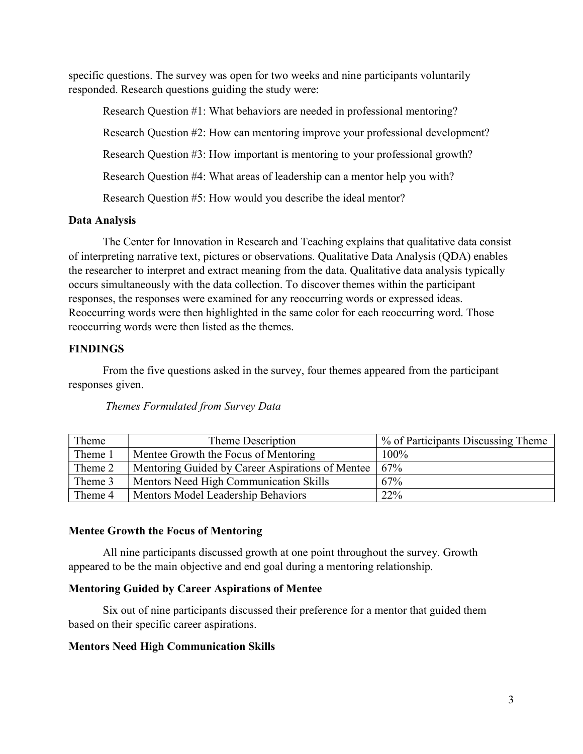specific questions. The survey was open for two weeks and nine participants voluntarily responded. Research questions guiding the study were:

Research Question #1: What behaviors are needed in professional mentoring?

Research Question #2: How can mentoring improve your professional development?

Research Question #3: How important is mentoring to your professional growth?

Research Question #4: What areas of leadership can a mentor help you with?

Research Question #5: How would you describe the ideal mentor?

### Data Analysis

The Center for Innovation in Research and Teaching explains that qualitative data consist of interpreting narrative text, pictures or observations. Qualitative Data Analysis (QDA) enables the researcher to interpret and extract meaning from the data. Qualitative data analysis typically occurs simultaneously with the data collection. To discover themes within the participant responses, the responses were examined for any reoccurring words or expressed ideas. Reoccurring words were then highlighted in the same color for each reoccurring word. Those reoccurring words were then listed as the themes.

## FINDINGS

From the five questions asked in the survey, four themes appeared from the participant responses given.

*Themes Formulated from Survey Data*

| Theme | Theme Description | % of Participants Discussing Theme |
|---|---|---|
| Theme 1 | Mentee Growth the Focus of Mentoring | 100% |
| Theme 2 | Mentoring Guided by Career Aspirations of Mentee | 67% |
| Theme 3 | Mentors Need High Communication Skills | 67% |
| Theme 4 | Mentors Model Leadership Behaviors | 22% |

### Mentee Growth the Focus of Mentoring

All nine participants discussed growth at one point throughout the survey. Growth appeared to be the main objective and end goal during a mentoring relationship.

### Mentoring Guided by Career Aspirations of Mentee

Six out of nine participants discussed their preference for a mentor that guided them based on their specific career aspirations.

### Mentors Need High Communication Skills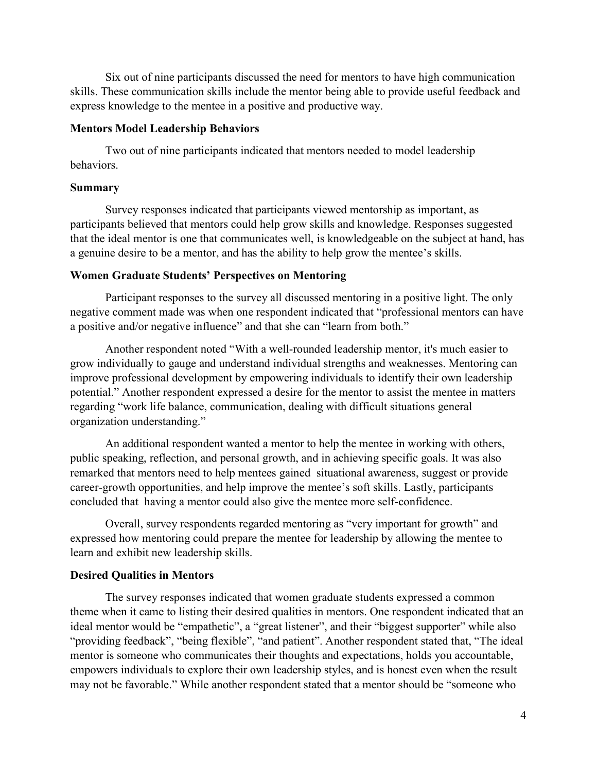Six out of nine participants discussed the need for mentors to have high communication skills. These communication skills include the mentor being able to provide useful feedback and express knowledge to the mentee in a positive and productive way.

### Mentors Model Leadership Behaviors

Two out of nine participants indicated that mentors needed to model leadership behaviors.

### Summary

Survey responses indicated that participants viewed mentorship as important, as participants believed that mentors could help grow skills and knowledge. Responses suggested that the ideal mentor is one that communicates well, is knowledgeable on the subject at hand, has a genuine desire to be a mentor, and has the ability to help grow the mentee's skills.

### Women Graduate Students' Perspectives on Mentoring

Participant responses to the survey all discussed mentoring in a positive light. The only negative comment made was when one respondent indicated that "professional mentors can have a positive and/or negative influence" and that she can "learn from both."

Another respondent noted "With a well-rounded leadership mentor, it's much easier to grow individually to gauge and understand individual strengths and weaknesses. Mentoring can improve professional development by empowering individuals to identify their own leadership potential." Another respondent expressed a desire for the mentor to assist the mentee in matters regarding "work life balance, communication, dealing with difficult situations general organization understanding."

An additional respondent wanted a mentor to help the mentee in working with others, public speaking, reflection, and personal growth, and in achieving specific goals. It was also remarked that mentors need to help mentees gained situational awareness, suggest or provide career-growth opportunities, and help improve the mentee's soft skills. Lastly, participants concluded that having a mentor could also give the mentee more self-confidence.

Overall, survey respondents regarded mentoring as "very important for growth" and expressed how mentoring could prepare the mentee for leadership by allowing the mentee to learn and exhibit new leadership skills.

### Desired Qualities in Mentors

The survey responses indicated that women graduate students expressed a common theme when it came to listing their desired qualities in mentors. One respondent indicated that an ideal mentor would be "empathetic", a "great listener", and their "biggest supporter" while also "providing feedback", "being flexible", "and patient". Another respondent stated that, "The ideal mentor is someone who communicates their thoughts and expectations, holds you accountable, empowers individuals to explore their own leadership styles, and is honest even when the result may not be favorable." While another respondent stated that a mentor should be "someone who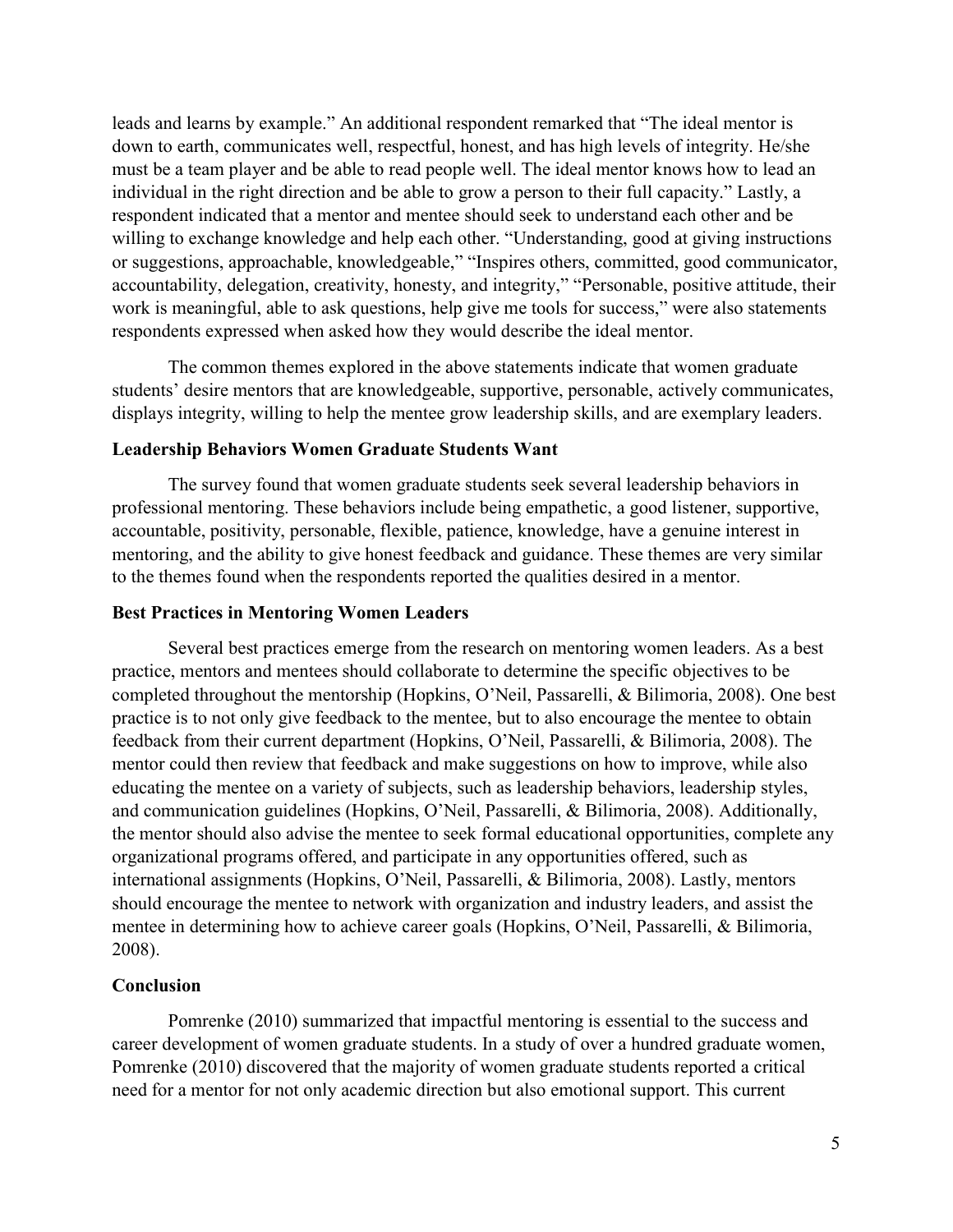leads and learns by example." An additional respondent remarked that "The ideal mentor is down to earth, communicates well, respectful, honest, and has high levels of integrity. He/she must be a team player and be able to read people well. The ideal mentor knows how to lead an individual in the right direction and be able to grow a person to their full capacity." Lastly, a respondent indicated that a mentor and mentee should seek to understand each other and be willing to exchange knowledge and help each other. "Understanding, good at giving instructions or suggestions, approachable, knowledgeable," "Inspires others, committed, good communicator, accountability, delegation, creativity, honesty, and integrity," "Personable, positive attitude, their work is meaningful, able to ask questions, help give me tools for success," were also statements respondents expressed when asked how they would describe the ideal mentor.

The common themes explored in the above statements indicate that women graduate students' desire mentors that are knowledgeable, supportive, personable, actively communicates, displays integrity, willing to help the mentee grow leadership skills, and are exemplary leaders.

### Leadership Behaviors Women Graduate Students Want

The survey found that women graduate students seek several leadership behaviors in professional mentoring. These behaviors include being empathetic, a good listener, supportive, accountable, positivity, personable, flexible, patience, knowledge, have a genuine interest in mentoring, and the ability to give honest feedback and guidance. These themes are very similar to the themes found when the respondents reported the qualities desired in a mentor.

### Best Practices in Mentoring Women Leaders

Several best practices emerge from the research on mentoring women leaders. As a best practice, mentors and mentees should collaborate to determine the specific objectives to be completed throughout the mentorship (Hopkins, O'Neil, Passarelli, & Bilimoria, 2008). One best practice is to not only give feedback to the mentee, but to also encourage the mentee to obtain feedback from their current department (Hopkins, O'Neil, Passarelli, & Bilimoria, 2008). The mentor could then review that feedback and make suggestions on how to improve, while also educating the mentee on a variety of subjects, such as leadership behaviors, leadership styles, and communication guidelines (Hopkins, O'Neil, Passarelli, & Bilimoria, 2008). Additionally, the mentor should also advise the mentee to seek formal educational opportunities, complete any organizational programs offered, and participate in any opportunities offered, such as international assignments (Hopkins, O'Neil, Passarelli, & Bilimoria, 2008). Lastly, mentors should encourage the mentee to network with organization and industry leaders, and assist the mentee in determining how to achieve career goals (Hopkins, O'Neil, Passarelli, & Bilimoria, 2008).

### Conclusion

Pomrenke (2010) summarized that impactful mentoring is essential to the success and career development of women graduate students. In a study of over a hundred graduate women, Pomrenke (2010) discovered that the majority of women graduate students reported a critical need for a mentor for not only academic direction but also emotional support. This current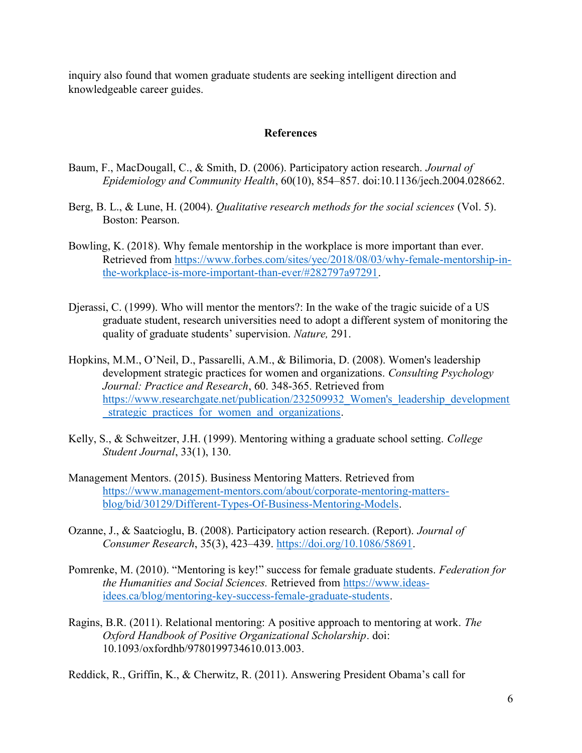inquiry also found that women graduate students are seeking intelligent direction and knowledgeable career guides.

## References

Baum, F., MacDougall, C., & Smith, D. (2006). Participatory action research. *Journal of Epidemiology and Community Health*, 60(10), 854–857. doi:10.1136/jech.2004.028662.

Berg, B. L., & Lune, H. (2004). *Qualitative research methods for the social sciences* (Vol. 5). Boston: Pearson.

Bowling, K. (2018). Why female mentorship in the workplace is more important than ever. Retrieved from https://www.forbes.com/sites/yec/2018/08/03/why-female-mentorship-in-the-workplace-is-more-important-than-ever/#282797a97291.

Djerassi, C. (1999). Who will mentor the mentors?: In the wake of the tragic suicide of a US graduate student, research universities need to adopt a different system of monitoring the quality of graduate students' supervision. *Nature,* 291.

Hopkins, M.M., O'Neil, D., Passarelli, A.M., & Bilimoria, D. (2008). Women's leadership development strategic practices for women and organizations. *Consulting Psychology Journal: Practice and Research*, 60. 348-365. Retrieved from https://www.researchgate.net/publication/232509932_Women's_leadership_development_strategic_practices_for_women_and_organizations.

Kelly, S., & Schweitzer, J.H. (1999). Mentoring withing a graduate school setting. *College Student Journal*, 33(1), 130.

Management Mentors. (2015). Business Mentoring Matters. Retrieved from https://www.management-mentors.com/about/corporate-mentoring-matters-blog/bid/30129/Different-Types-Of-Business-Mentoring-Models.

Ozanne, J., & Saatcioglu, B. (2008). Participatory action research. (Report). *Journal of Consumer Research*, 35(3), 423–439. https://doi.org/10.1086/58691.

Pomrenke, M. (2010). "Mentoring is key!" success for female graduate students. *Federation for the Humanities and Social Sciences.* Retrieved from https://www.ideas-idees.ca/blog/mentoring-key-success-female-graduate-students.

Ragins, B.R. (2011). Relational mentoring: A positive approach to mentoring at work. *The Oxford Handbook of Positive Organizational Scholarship*. doi: 10.1093/oxfordhb/9780199734610.013.003.

Reddick, R., Griffin, K., & Cherwitz, R. (2011). Answering President Obama's call for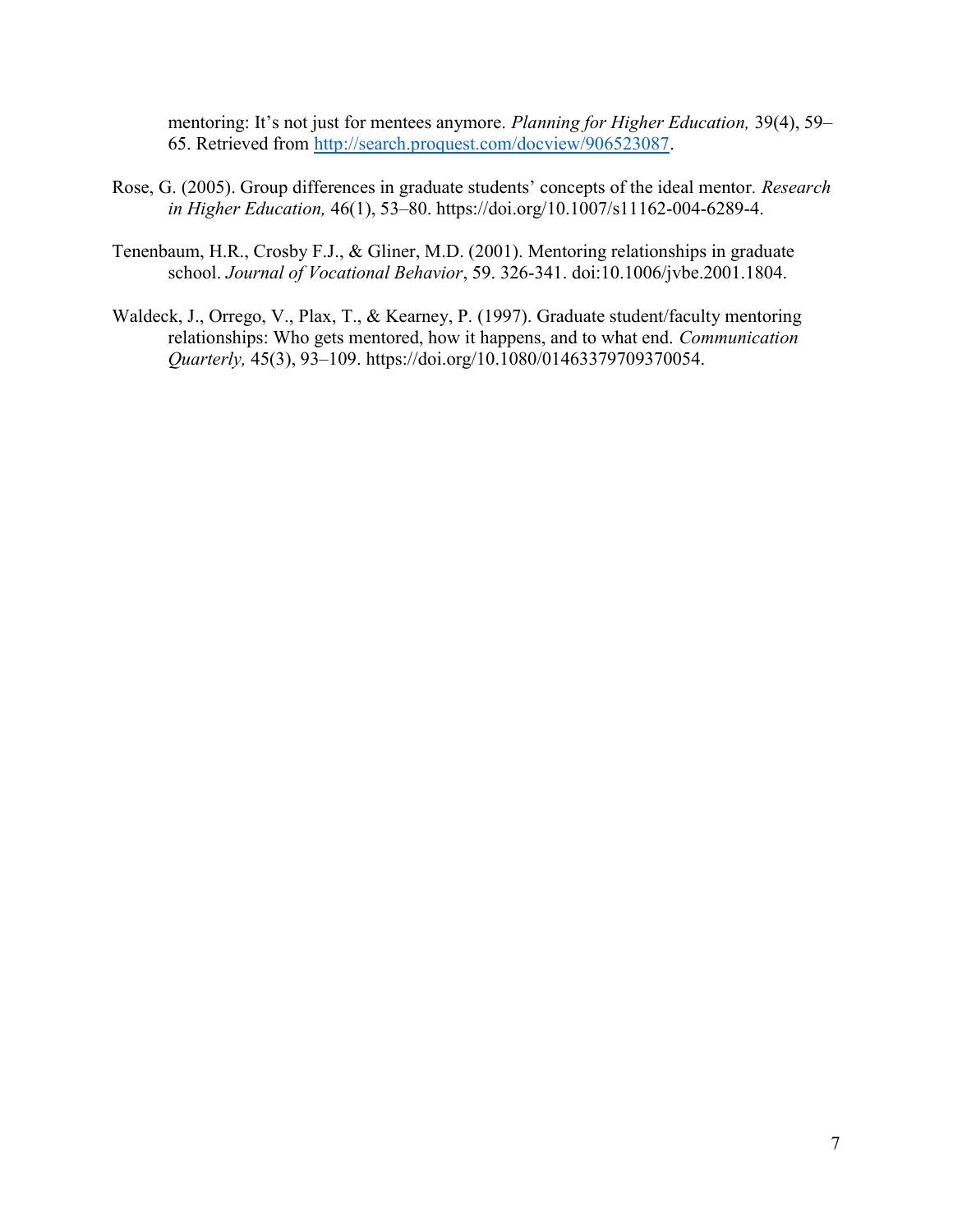mentoring: It's not just for mentees anymore. *Planning for Higher Education,* 39(4), 59–65. Retrieved from [http://search.proquest.com/docview/906523087](http://search.proquest.com/docview/906523087).

Rose, G. (2005). Group differences in graduate students' concepts of the ideal mentor. *Research in Higher Education,* 46(1), 53–80. https://doi.org/10.1007/s11162-004-6289-4.

Tenenbaum, H.R., Crosby F.J., & Gliner, M.D. (2001). Mentoring relationships in graduate school. *Journal of Vocational Behavior*, 59. 326-341. doi:10.1006/jvbe.2001.1804.

Waldeck, J., Orrego, V., Plax, T., & Kearney, P. (1997). Graduate student/faculty mentoring relationships: Who gets mentored, how it happens, and to what end. *Communication Quarterly,* 45(3), 93–109. https://doi.org/10.1080/01463379709370054.